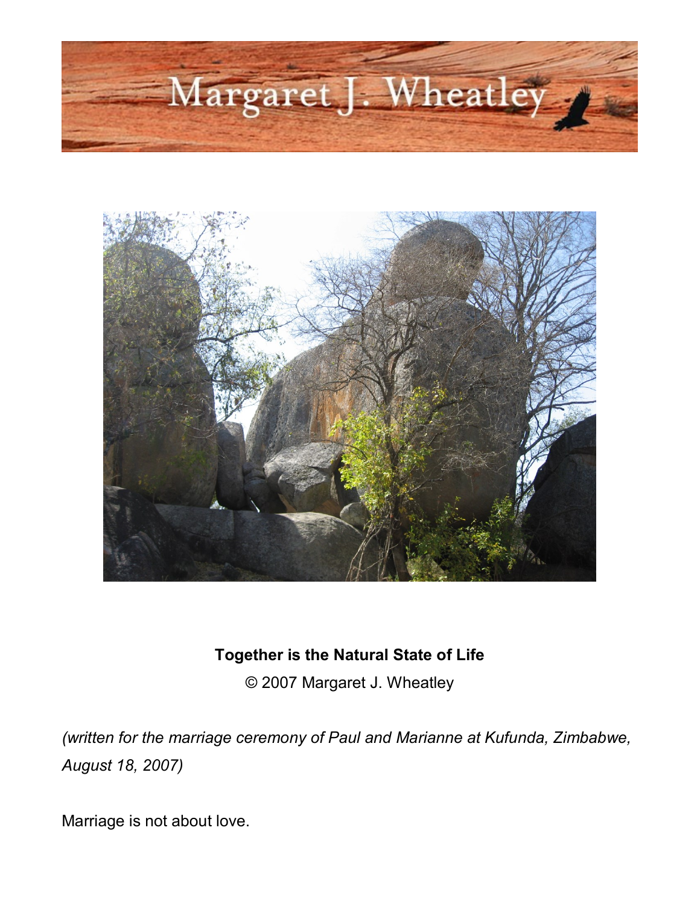Margaret J. Wheatley

**Together is the Natural State of Life**

© 2007 Margaret J. Wheatley

*(written for the marriage ceremony of Paul and Marianne at Kufunda, Zimbabwe, August 18, 2007)*

Marriage is not about love.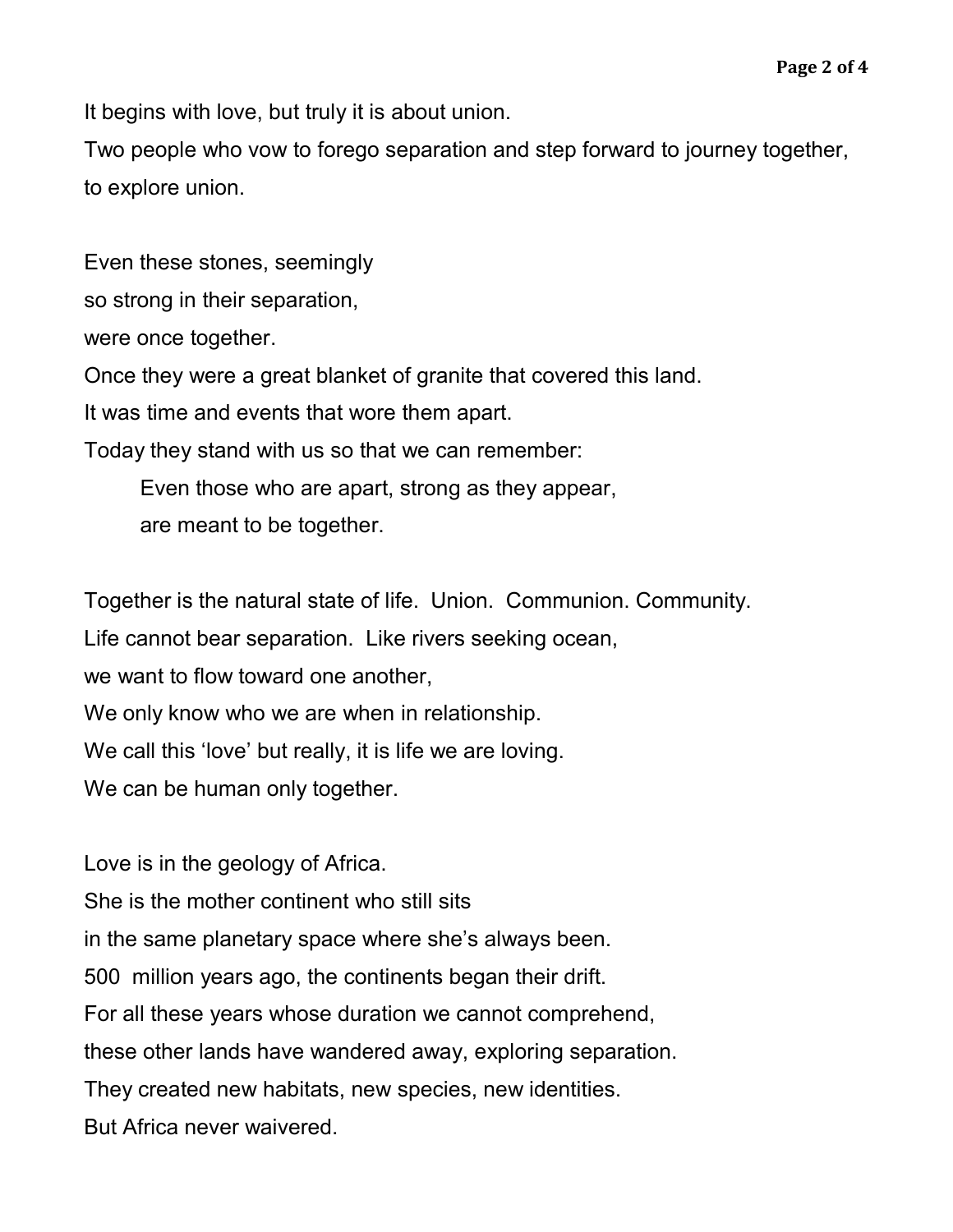It begins with love, but truly it is about union.  
Two people who vow to forego separation and step forward to journey together, to explore union.

Even these stones, seemingly  
so strong in their separation,  
were once together.  
Once they were a great blanket of granite that covered this land.  
It was time and events that wore them apart.  
Today they stand with us so that we can remember:

> Even those who are apart, strong as they appear,  
> are meant to be together.

Together is the natural state of life.  Union.  Communion. Community.  
Life cannot bear separation.  Like rivers seeking ocean,  
we want to flow toward one another,  
We only know who we are when in relationship.  
We call this 'love' but really, it is life we are loving.  
We can be human only together.

Love is in the geology of Africa.  
She is the mother continent who still sits  
in the same planetary space where she's always been.  
500  million years ago, the continents began their drift.  
For all these years whose duration we cannot comprehend,  
these other lands have wandered away, exploring separation.  
They created new habitats, new species, new identities.  
But Africa never waivered.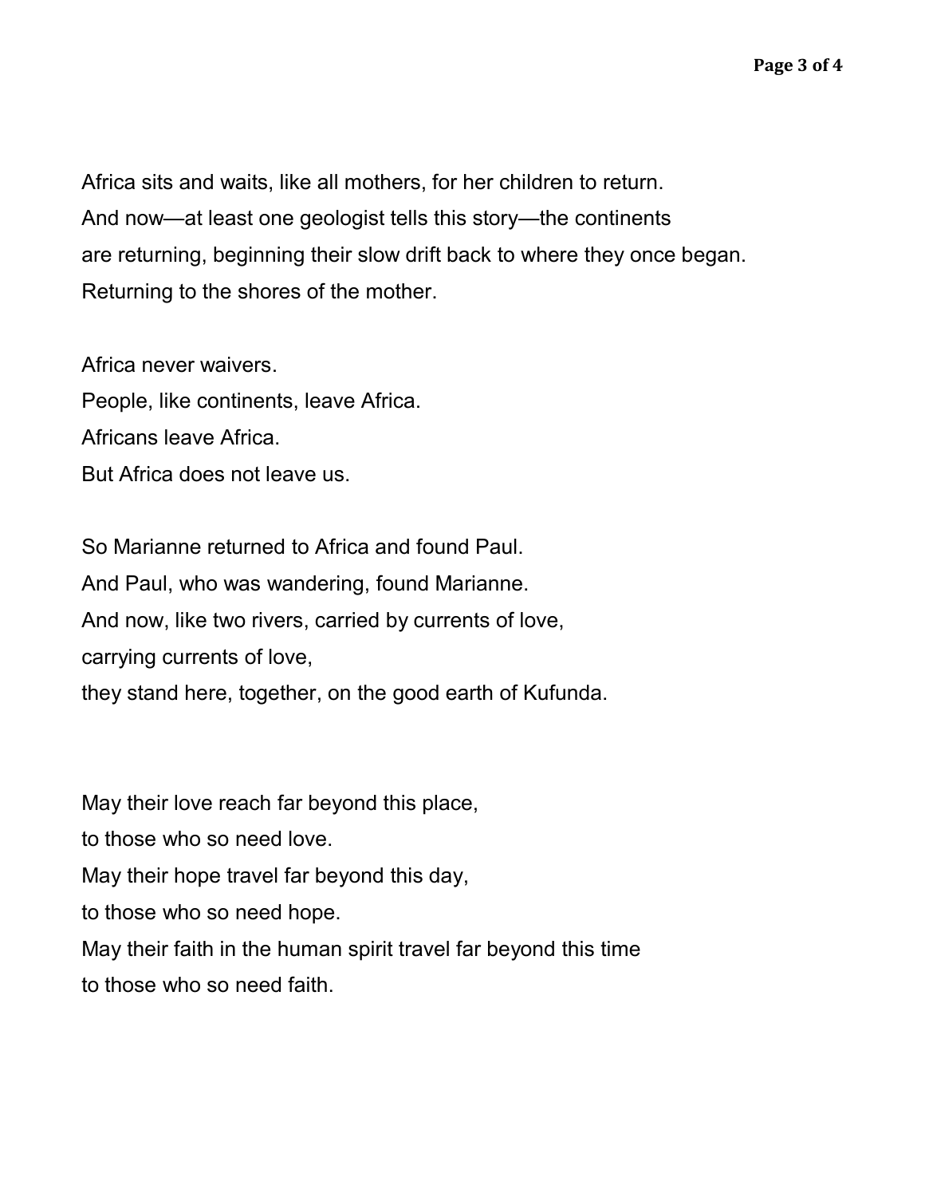Africa sits and waits, like all mothers, for her children to return.
And now—at least one geologist tells this story—the continents
are returning, beginning their slow drift back to where they once began.
Returning to the shores of the mother.

Africa never waivers.
People, like continents, leave Africa.
Africans leave Africa.
But Africa does not leave us.

So Marianne returned to Africa and found Paul.
And Paul, who was wandering, found Marianne.
And now, like two rivers, carried by currents of love,
carrying currents of love,
they stand here, together, on the good earth of Kufunda.

May their love reach far beyond this place,
to those who so need love.
May their hope travel far beyond this day,
to those who so need hope.
May their faith in the human spirit travel far beyond this time
to those who so need faith.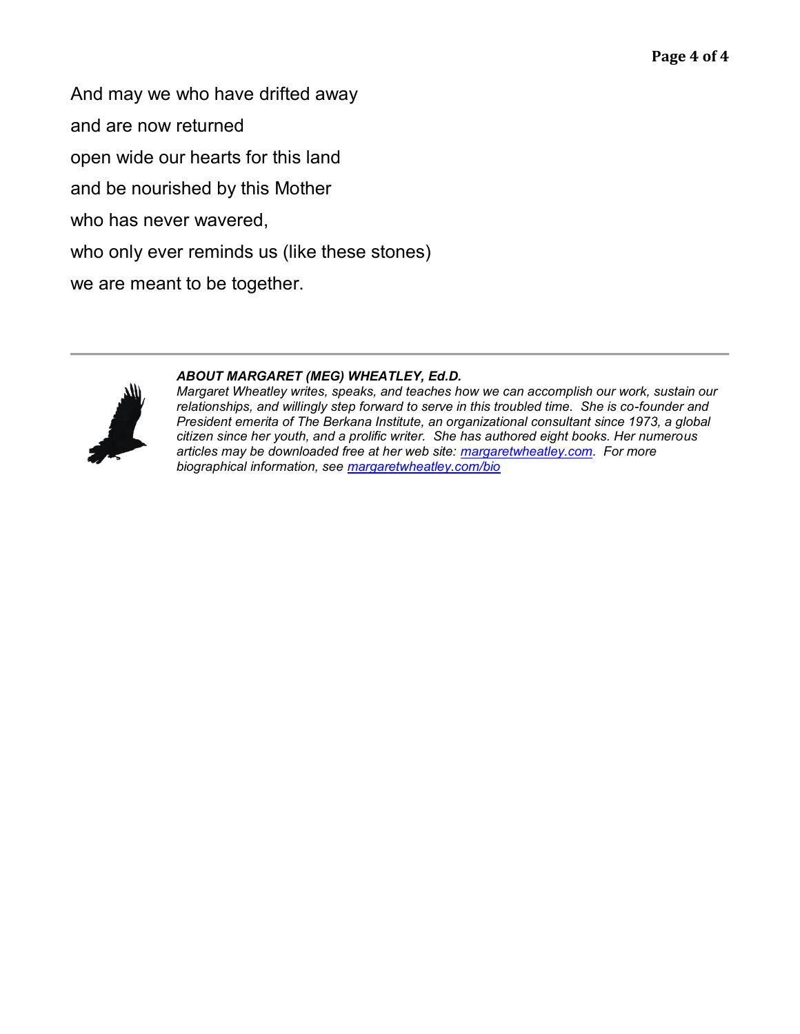And may we who have drifted away

and are now returned

open wide our hearts for this land

and be nourished by this Mother

who has never wavered,

who only ever reminds us (like these stones)

we are meant to be together.

---

***ABOUT MARGARET (MEG) WHEATLEY, Ed.D.***

*Margaret Wheatley writes, speaks, and teaches how we can accomplish our work, sustain our relationships, and willingly step forward to serve in this troubled time. She is co-founder and President emerita of The Berkana Institute, an organizational consultant since 1973, a global citizen since her youth, and a prolific writer. She has authored eight books. Her numerous articles may be downloaded free at her web site: [margaretwheatley.com](margaretwheatley.com). For more biographical information, see [margaretwheatley.com/bio](margaretwheatley.com/bio)*